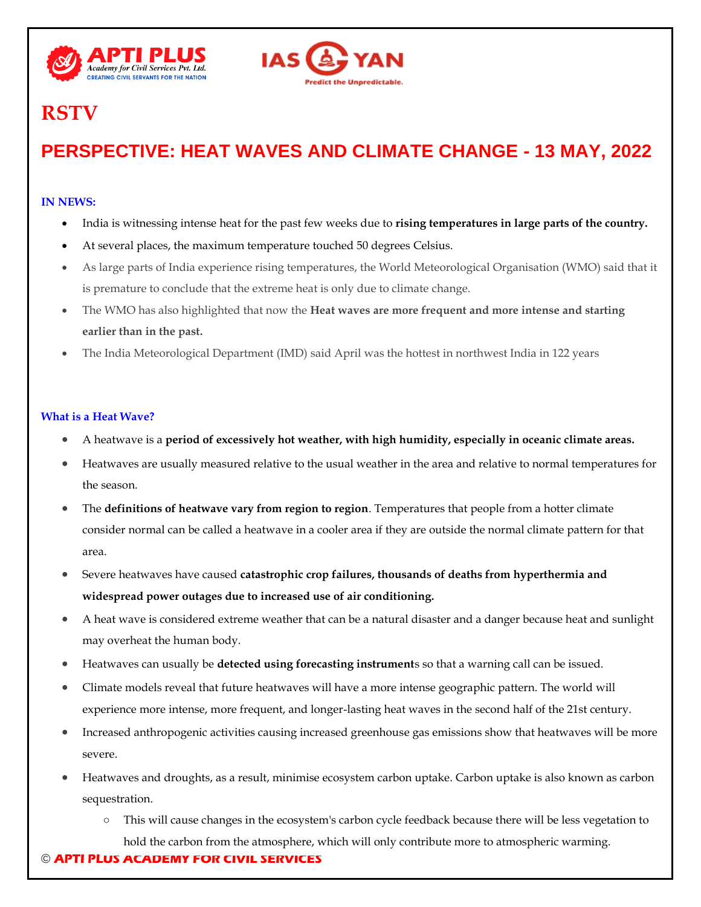# RSTV

## PERSPECTIVE: HEAT WAVES AND CLIMATE CHANGE - 13 MAY, 2022

### IN NEWS:

- India is witnessing intense heat for the past few weeks due to **rising temperatures in large parts of the country.**
- At several places, the maximum temperature touched 50 degrees Celsius.
- As large parts of India experience rising temperatures, the World Meteorological Organisation (WMO) said that it is premature to conclude that the extreme heat is only due to climate change.
- The WMO has also highlighted that now the **Heat waves are more frequent and more intense and starting earlier than in the past.**
- The India Meteorological Department (IMD) said April was the hottest in northwest India in 122 years

### What is a Heat Wave?

- A heatwave is a **period of excessively hot weather, with high humidity, especially in oceanic climate areas.**
- Heatwaves are usually measured relative to the usual weather in the area and relative to normal temperatures for the season.
- The **definitions of heatwave vary from region to region**. Temperatures that people from a hotter climate consider normal can be called a heatwave in a cooler area if they are outside the normal climate pattern for that area.
- Severe heatwaves have caused **catastrophic crop failures, thousands of deaths from hyperthermia and widespread power outages due to increased use of air conditioning.**
- A heat wave is considered extreme weather that can be a natural disaster and a danger because heat and sunlight may overheat the human body.
- Heatwaves can usually be **detected using forecasting instrument**s so that a warning call can be issued.
- Climate models reveal that future heatwaves will have a more intense geographic pattern. The world will experience more intense, more frequent, and longer-lasting heat waves in the second half of the 21st century.
- Increased anthropogenic activities causing increased greenhouse gas emissions show that heatwaves will be more severe.
- Heatwaves and droughts, as a result, minimise ecosystem carbon uptake. Carbon uptake is also known as carbon sequestration.
  - This will cause changes in the ecosystem's carbon cycle feedback because there will be less vegetation to hold the carbon from the atmosphere, which will only contribute more to atmospheric warming.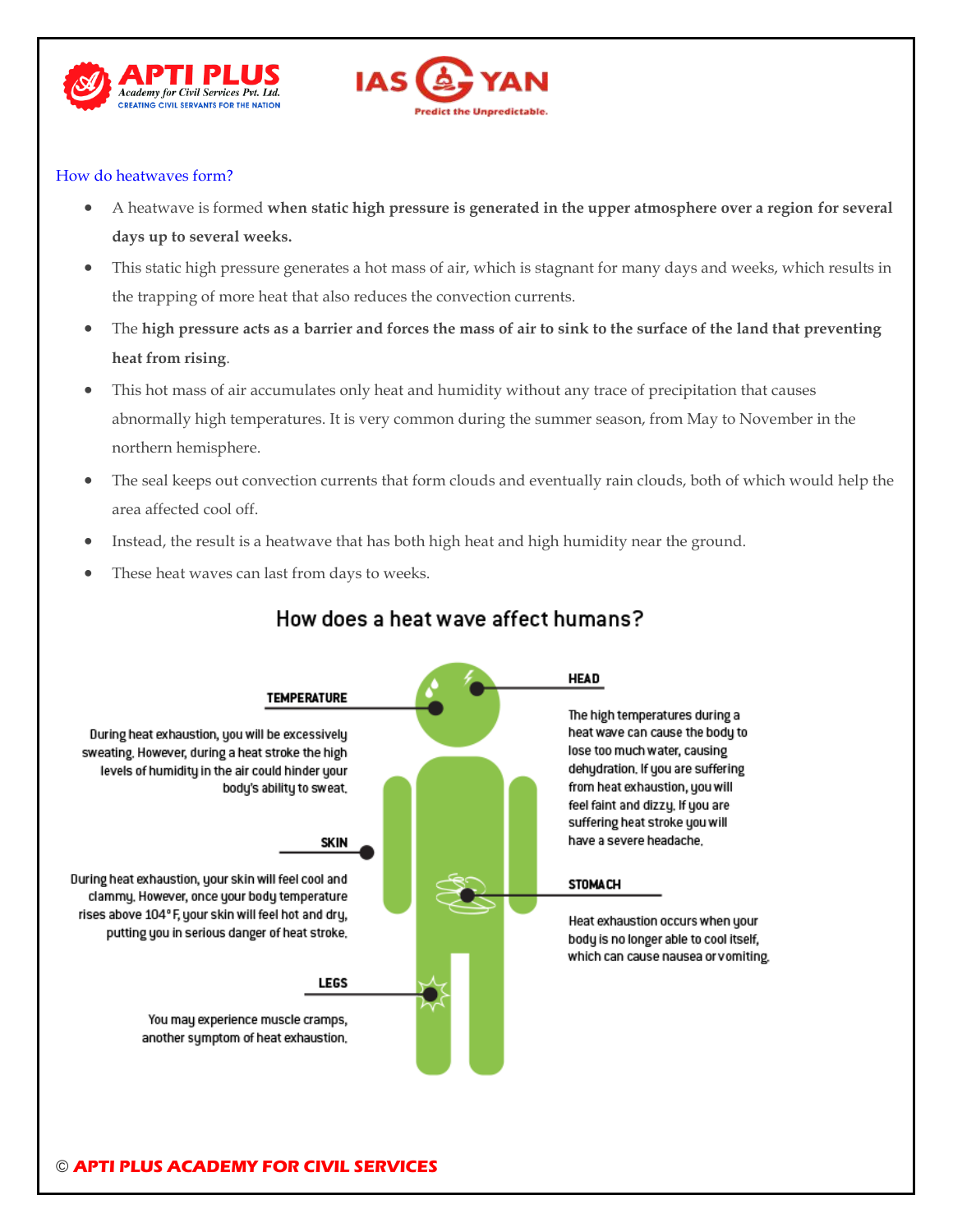## How do heatwaves form?

- A heatwave is formed **when static high pressure is generated in the upper atmosphere over a region for several days up to several weeks.**
- This static high pressure generates a hot mass of air, which is stagnant for many days and weeks, which results in the trapping of more heat that also reduces the convection currents.
- The **high pressure acts as a barrier and forces the mass of air to sink to the surface of the land that preventing heat from rising**.
- This hot mass of air accumulates only heat and humidity without any trace of precipitation that causes abnormally high temperatures. It is very common during the summer season, from May to November in the northern hemisphere.
- The seal keeps out convection currents that form clouds and eventually rain clouds, both of which would help the area affected cool off.
- Instead, the result is a heatwave that has both high heat and high humidity near the ground.
- These heat waves can last from days to weeks.

### How does a heat wave affect humans?

**TEMPERATURE**

During heat exhaustion, you will be excessively sweating. However, during a heat stroke the high levels of humidity in the air could hinder your body's ability to sweat.

**HEAD**

The high temperatures during a heat wave can cause the body to lose too much water, causing dehydration. If you are suffering from heat exhaustion, you will feel faint and dizzy. If you are suffering heat stroke you will have a severe headache.

**SKIN**

During heat exhaustion, your skin will feel cool and clammy. However, once your body temperature rises above 104° F, your skin will feel hot and dry, putting you in serious danger of heat stroke.

**STOMACH**

Heat exhaustion occurs when your body is no longer able to cool itself, which can cause nausea or vomiting.

**LEGS**

You may experience muscle cramps, another symptom of heat exhaustion.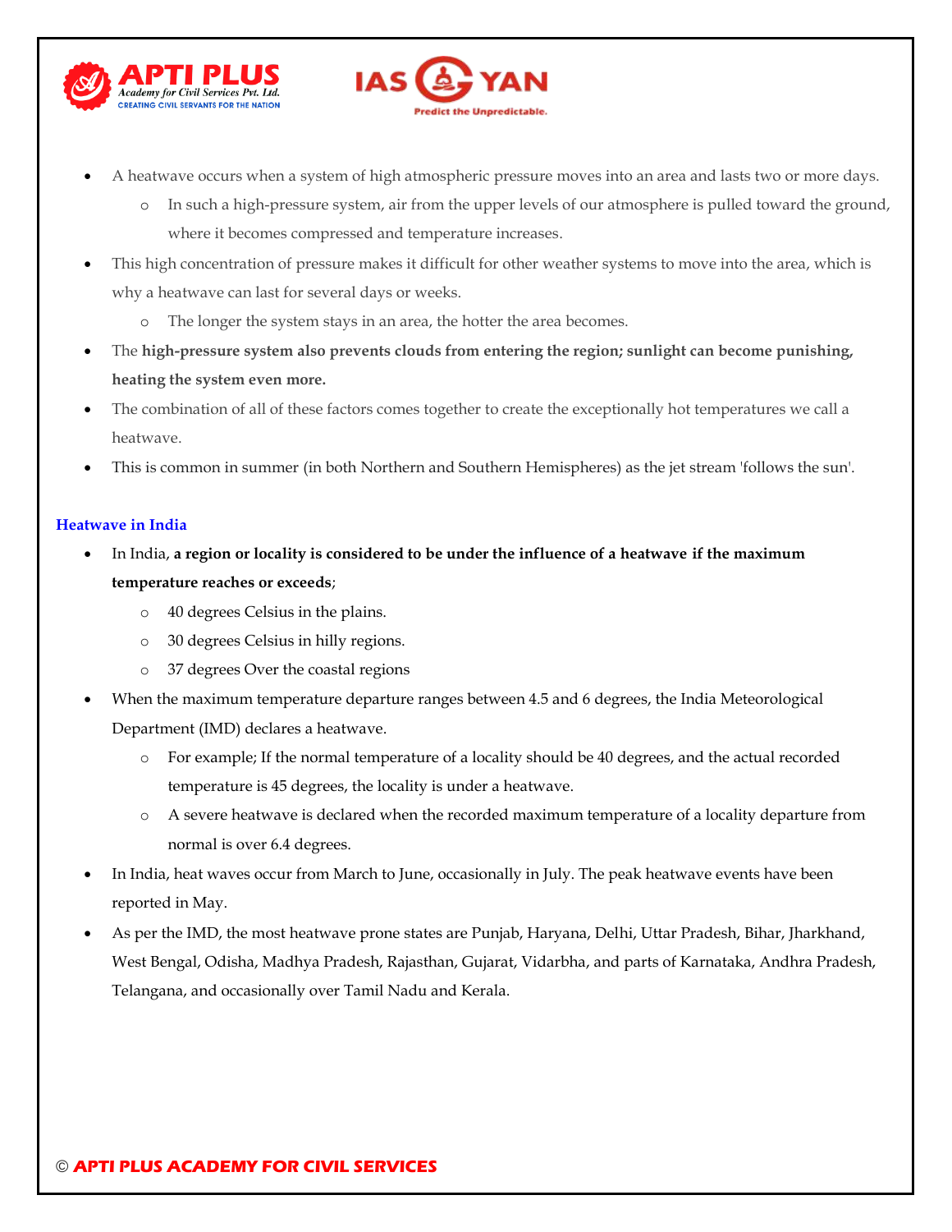- A heatwave occurs when a system of high atmospheric pressure moves into an area and lasts two or more days.
    - In such a high-pressure system, air from the upper levels of our atmosphere is pulled toward the ground, where it becomes compressed and temperature increases.
- This high concentration of pressure makes it difficult for other weather systems to move into the area, which is why a heatwave can last for several days or weeks.
    - The longer the system stays in an area, the hotter the area becomes.
- The **high-pressure system also prevents clouds from entering the region; sunlight can become punishing, heating the system even more.**
- The combination of all of these factors comes together to create the exceptionally hot temperatures we call a heatwave.
- This is common in summer (in both Northern and Southern Hemispheres) as the jet stream 'follows the sun'.

### Heatwave in India

- In India, **a region or locality is considered to be under the influence of a heatwave if the maximum temperature reaches or exceeds**;
    - 40 degrees Celsius in the plains.
    - 30 degrees Celsius in hilly regions.
    - 37 degrees Over the coastal regions
- When the maximum temperature departure ranges between 4.5 and 6 degrees, the India Meteorological Department (IMD) declares a heatwave.
    - For example; If the normal temperature of a locality should be 40 degrees, and the actual recorded temperature is 45 degrees, the locality is under a heatwave.
    - A severe heatwave is declared when the recorded maximum temperature of a locality departure from normal is over 6.4 degrees.
- In India, heat waves occur from March to June, occasionally in July. The peak heatwave events have been reported in May.
- As per the IMD, the most heatwave prone states are Punjab, Haryana, Delhi, Uttar Pradesh, Bihar, Jharkhand, West Bengal, Odisha, Madhya Pradesh, Rajasthan, Gujarat, Vidarbha, and parts of Karnataka, Andhra Pradesh, Telangana, and occasionally over Tamil Nadu and Kerala.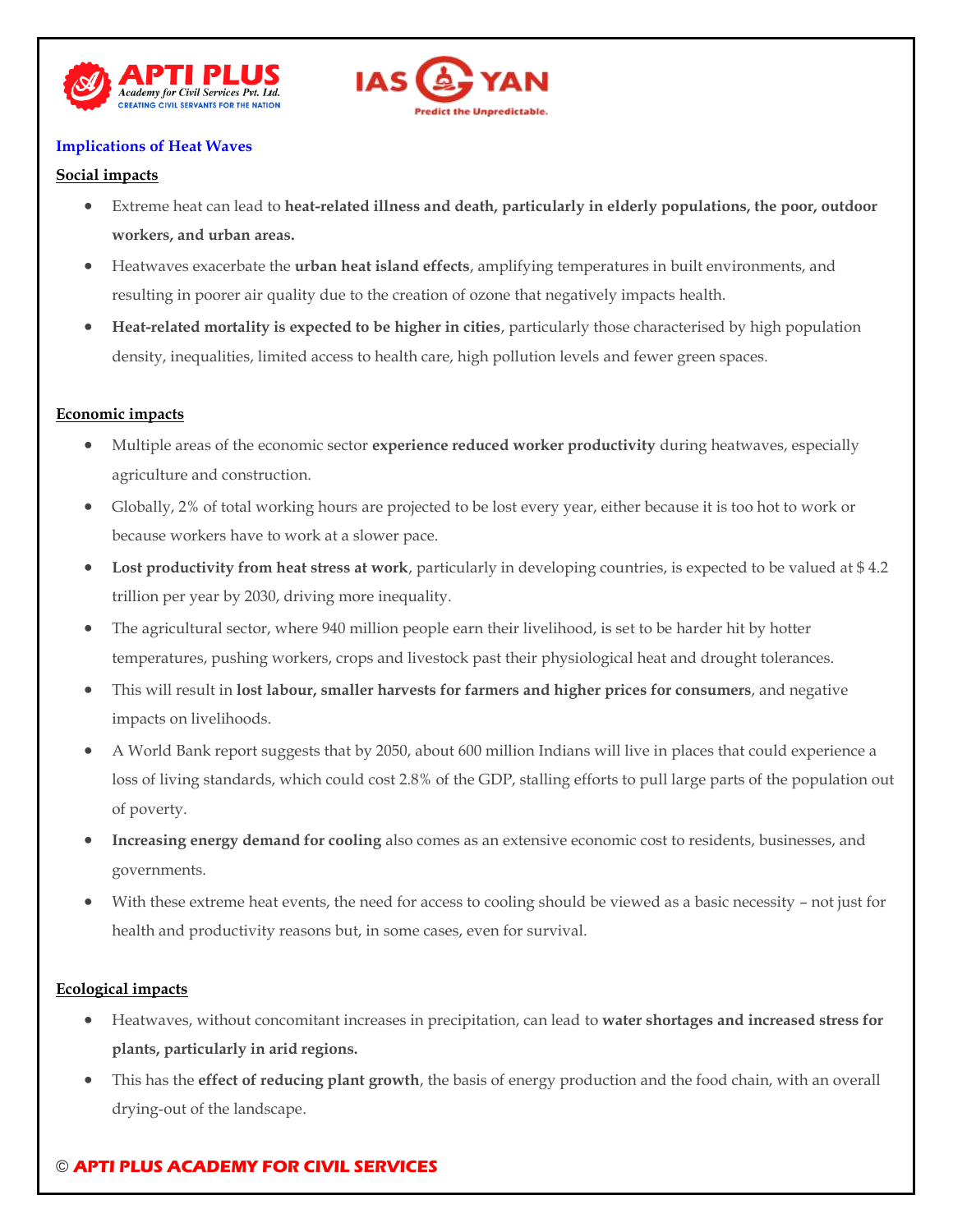## Implications of Heat Waves

**Social impacts**

- Extreme heat can lead to **heat-related illness and death, particularly in elderly populations, the poor, outdoor workers, and urban areas.**
- Heatwaves exacerbate the **urban heat island effects**, amplifying temperatures in built environments, and resulting in poorer air quality due to the creation of ozone that negatively impacts health.
- **Heat-related mortality is expected to be higher in cities**, particularly those characterised by high population density, inequalities, limited access to health care, high pollution levels and fewer green spaces.

**Economic impacts**

- Multiple areas of the economic sector **experience reduced worker productivity** during heatwaves, especially agriculture and construction.
- Globally, 2% of total working hours are projected to be lost every year, either because it is too hot to work or because workers have to work at a slower pace.
- **Lost productivity from heat stress at work**, particularly in developing countries, is expected to be valued at $ 4.2 trillion per year by 2030, driving more inequality.
- The agricultural sector, where 940 million people earn their livelihood, is set to be harder hit by hotter temperatures, pushing workers, crops and livestock past their physiological heat and drought tolerances.
- This will result in **lost labour, smaller harvests for farmers and higher prices for consumers**, and negative impacts on livelihoods.
- A World Bank report suggests that by 2050, about 600 million Indians will live in places that could experience a loss of living standards, which could cost 2.8% of the GDP, stalling efforts to pull large parts of the population out of poverty.
- **Increasing energy demand for cooling** also comes as an extensive economic cost to residents, businesses, and governments.
- With these extreme heat events, the need for access to cooling should be viewed as a basic necessity – not just for health and productivity reasons but, in some cases, even for survival.

**Ecological impacts**

- Heatwaves, without concomitant increases in precipitation, can lead to **water shortages and increased stress for plants, particularly in arid regions.**
- This has the **effect of reducing plant growth**, the basis of energy production and the food chain, with an overall drying-out of the landscape.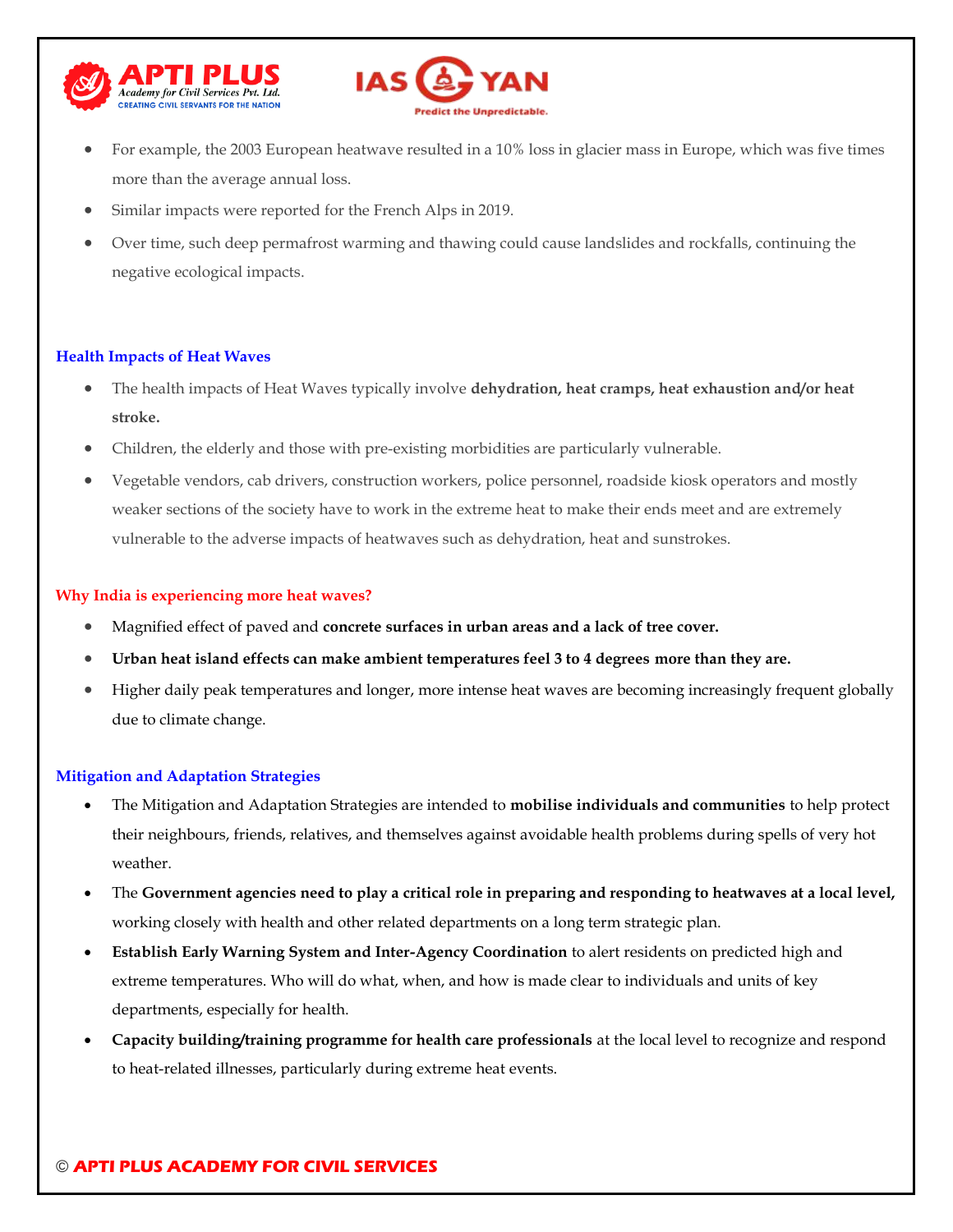- For example, the 2003 European heatwave resulted in a 10% loss in glacier mass in Europe, which was five times more than the average annual loss.
- Similar impacts were reported for the French Alps in 2019.
- Over time, such deep permafrost warming and thawing could cause landslides and rockfalls, continuing the negative ecological impacts.

### Health Impacts of Heat Waves

- The health impacts of Heat Waves typically involve **dehydration, heat cramps, heat exhaustion and/or heat stroke.**
- Children, the elderly and those with pre-existing morbidities are particularly vulnerable.
- Vegetable vendors, cab drivers, construction workers, police personnel, roadside kiosk operators and mostly weaker sections of the society have to work in the extreme heat to make their ends meet and are extremely vulnerable to the adverse impacts of heatwaves such as dehydration, heat and sunstrokes.

### Why India is experiencing more heat waves?

- Magnified effect of paved and **concrete surfaces in urban areas and a lack of tree cover.**
- **Urban heat island effects can make ambient temperatures feel 3 to 4 degrees more than they are.**
- Higher daily peak temperatures and longer, more intense heat waves are becoming increasingly frequent globally due to climate change.

### Mitigation and Adaptation Strategies

- The Mitigation and Adaptation Strategies are intended to **mobilise individuals and communities** to help protect their neighbours, friends, relatives, and themselves against avoidable health problems during spells of very hot weather.
- The **Government agencies need to play a critical role in preparing and responding to heatwaves at a local level,** working closely with health and other related departments on a long term strategic plan.
- **Establish Early Warning System and Inter-Agency Coordination** to alert residents on predicted high and extreme temperatures. Who will do what, when, and how is made clear to individuals and units of key departments, especially for health.
- **Capacity building/training programme for health care professionals** at the local level to recognize and respond to heat-related illnesses, particularly during extreme heat events.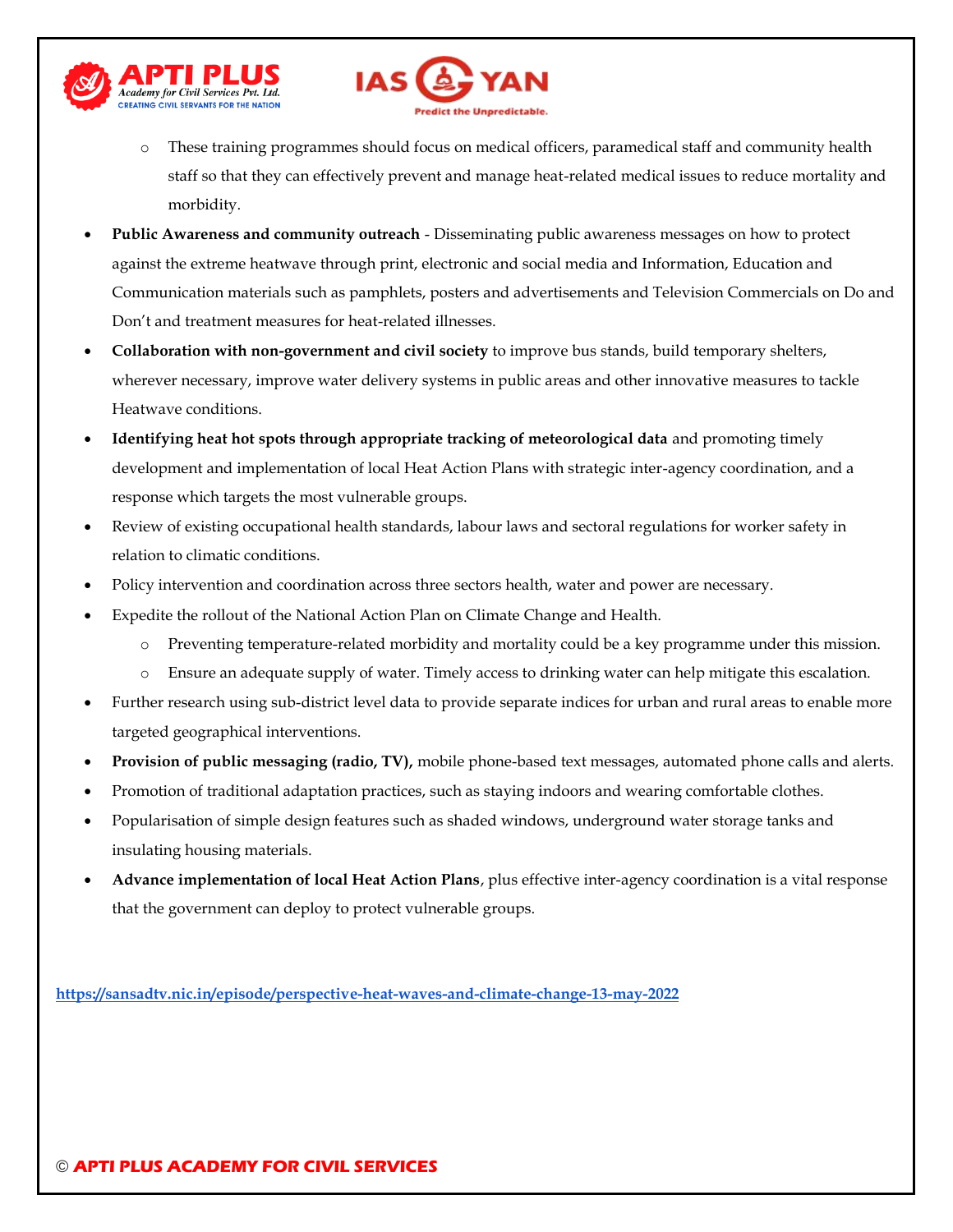- These training programmes should focus on medical officers, paramedical staff and community health staff so that they can effectively prevent and manage heat-related medical issues to reduce mortality and morbidity.
- **Public Awareness and community outreach** - Disseminating public awareness messages on how to protect against the extreme heatwave through print, electronic and social media and Information, Education and Communication materials such as pamphlets, posters and advertisements and Television Commercials on Do and Don't and treatment measures for heat-related illnesses.
- **Collaboration with non-government and civil society** to improve bus stands, build temporary shelters, wherever necessary, improve water delivery systems in public areas and other innovative measures to tackle Heatwave conditions.
- **Identifying heat hot spots through appropriate tracking of meteorological data** and promoting timely development and implementation of local Heat Action Plans with strategic inter-agency coordination, and a response which targets the most vulnerable groups.
- Review of existing occupational health standards, labour laws and sectoral regulations for worker safety in relation to climatic conditions.
- Policy intervention and coordination across three sectors health, water and power are necessary.
- Expedite the rollout of the National Action Plan on Climate Change and Health.
  - Preventing temperature-related morbidity and mortality could be a key programme under this mission.
  - Ensure an adequate supply of water. Timely access to drinking water can help mitigate this escalation.
- Further research using sub-district level data to provide separate indices for urban and rural areas to enable more targeted geographical interventions.
- **Provision of public messaging (radio, TV),** mobile phone-based text messages, automated phone calls and alerts.
- Promotion of traditional adaptation practices, such as staying indoors and wearing comfortable clothes.
- Popularisation of simple design features such as shaded windows, underground water storage tanks and insulating housing materials.
- **Advance implementation of local Heat Action Plans**, plus effective inter-agency coordination is a vital response that the government can deploy to protect vulnerable groups.

https://sansadtv.nic.in/episode/perspective-heat-waves-and-climate-change-13-may-2022